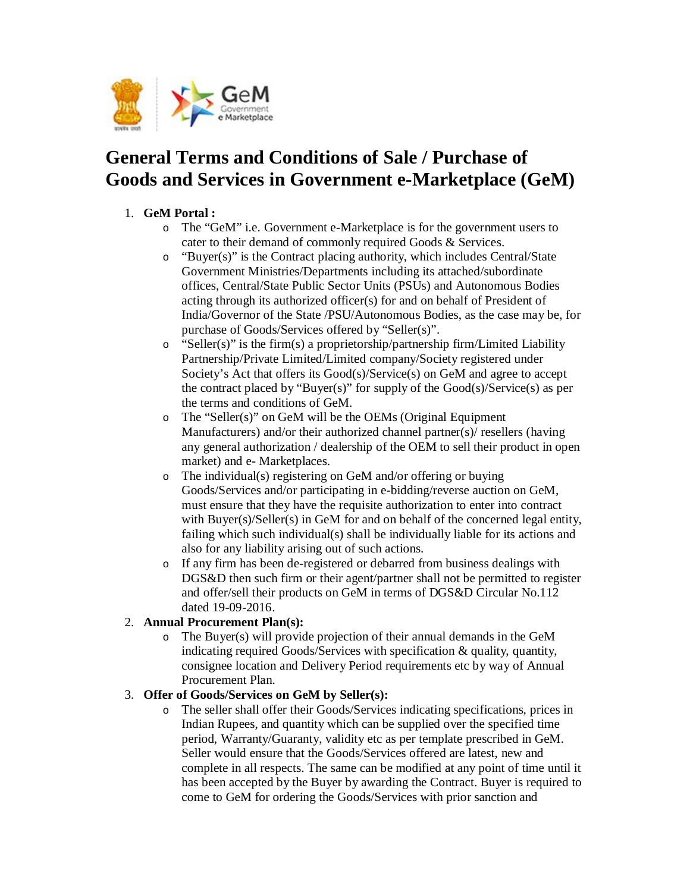# General Terms and Conditions of Sale / Purchase of Goods and Services in Government e-Marketplace (GeM)

1. **GeM Portal :**
    - The “GeM” i.e. Government e-Marketplace is for the government users to cater to their demand of commonly required Goods & Services.
    - “Buyer(s)” is the Contract placing authority, which includes Central/State Government Ministries/Departments including its attached/subordinate offices, Central/State Public Sector Units (PSUs) and Autonomous Bodies acting through its authorized officer(s) for and on behalf of President of India/Governor of the State /PSU/Autonomous Bodies, as the case may be, for purchase of Goods/Services offered by “Seller(s)”.
    - “Seller(s)” is the firm(s) a proprietorship/partnership firm/Limited Liability Partnership/Private Limited/Limited company/Society registered under Society’s Act that offers its Good(s)/Service(s) on GeM and agree to accept the contract placed by “Buyer(s)” for supply of the Good(s)/Service(s) as per the terms and conditions of GeM.
    - The “Seller(s)” on GeM will be the OEMs (Original Equipment Manufacturers) and/or their authorized channel partner(s)/ resellers (having any general authorization / dealership of the OEM to sell their product in open market) and e- Marketplaces.
    - The individual(s) registering on GeM and/or offering or buying Goods/Services and/or participating in e-bidding/reverse auction on GeM, must ensure that they have the requisite authorization to enter into contract with Buyer(s)/Seller(s) in GeM for and on behalf of the concerned legal entity, failing which such individual(s) shall be individually liable for its actions and also for any liability arising out of such actions.
    - If any firm has been de-registered or debarred from business dealings with DGS&D then such firm or their agent/partner shall not be permitted to register and offer/sell their products on GeM in terms of DGS&D Circular No.112 dated 19-09-2016.
2. **Annual Procurement Plan(s):**
    - The Buyer(s) will provide projection of their annual demands in the GeM indicating required Goods/Services with specification & quality, quantity, consignee location and Delivery Period requirements etc by way of Annual Procurement Plan.
3. **Offer of Goods/Services on GeM by Seller(s):**
    - The seller shall offer their Goods/Services indicating specifications, prices in Indian Rupees, and quantity which can be supplied over the specified time period, Warranty/Guaranty, validity etc as per template prescribed in GeM. Seller would ensure that the Goods/Services offered are latest, new and complete in all respects. The same can be modified at any point of time until it has been accepted by the Buyer by awarding the Contract. Buyer is required to come to GeM for ordering the Goods/Services with prior sanction and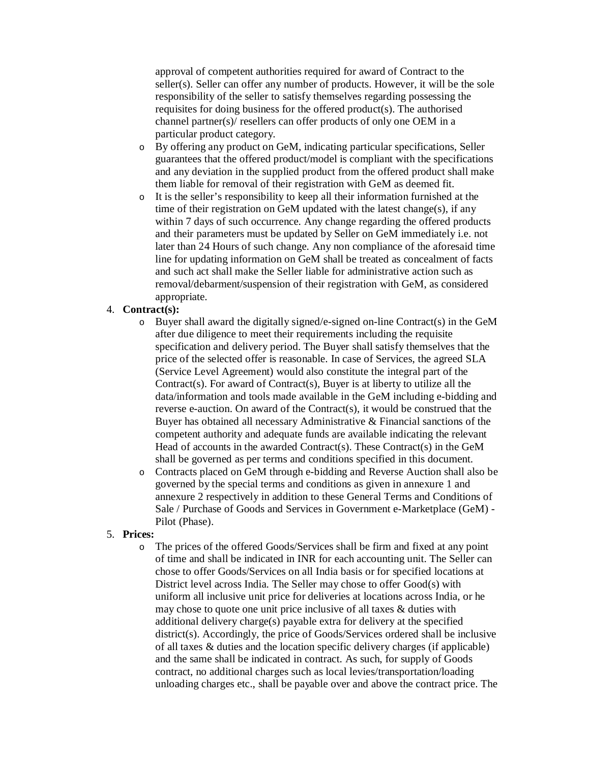approval of competent authorities required for award of Contract to the seller(s). Seller can offer any number of products. However, it will be the sole responsibility of the seller to satisfy themselves regarding possessing the requisites for doing business for the offered product(s). The authorised channel partner(s)/ resellers can offer products of only one OEM in a particular product category.

- By offering any product on GeM, indicating particular specifications, Seller guarantees that the offered product/model is compliant with the specifications and any deviation in the supplied product from the offered product shall make them liable for removal of their registration with GeM as deemed fit.
- It is the seller's responsibility to keep all their information furnished at the time of their registration on GeM updated with the latest change(s), if any within 7 days of such occurrence. Any change regarding the offered products and their parameters must be updated by Seller on GeM immediately i.e. not later than 24 Hours of such change. Any non compliance of the aforesaid time line for updating information on GeM shall be treated as concealment of facts and such act shall make the Seller liable for administrative action such as removal/debarment/suspension of their registration with GeM, as considered appropriate.

4. **Contract(s):**
   - Buyer shall award the digitally signed/e-signed on-line Contract(s) in the GeM after due diligence to meet their requirements including the requisite specification and delivery period. The Buyer shall satisfy themselves that the price of the selected offer is reasonable. In case of Services, the agreed SLA (Service Level Agreement) would also constitute the integral part of the Contract(s). For award of Contract(s), Buyer is at liberty to utilize all the data/information and tools made available in the GeM including e-bidding and reverse e-auction. On award of the Contract(s), it would be construed that the Buyer has obtained all necessary Administrative & Financial sanctions of the competent authority and adequate funds are available indicating the relevant Head of accounts in the awarded Contract(s). These Contract(s) in the GeM shall be governed as per terms and conditions specified in this document.
   - Contracts placed on GeM through e-bidding and Reverse Auction shall also be governed by the special terms and conditions as given in annexure 1 and annexure 2 respectively in addition to these General Terms and Conditions of Sale / Purchase of Goods and Services in Government e-Marketplace (GeM) - Pilot (Phase).

5. **Prices:**
   - The prices of the offered Goods/Services shall be firm and fixed at any point of time and shall be indicated in INR for each accounting unit. The Seller can chose to offer Goods/Services on all India basis or for specified locations at District level across India. The Seller may chose to offer Good(s) with uniform all inclusive unit price for deliveries at locations across India, or he may chose to quote one unit price inclusive of all taxes & duties with additional delivery charge(s) payable extra for delivery at the specified district(s). Accordingly, the price of Goods/Services ordered shall be inclusive of all taxes & duties and the location specific delivery charges (if applicable) and the same shall be indicated in contract. As such, for supply of Goods contract, no additional charges such as local levies/transportation/loading unloading charges etc., shall be payable over and above the contract price. The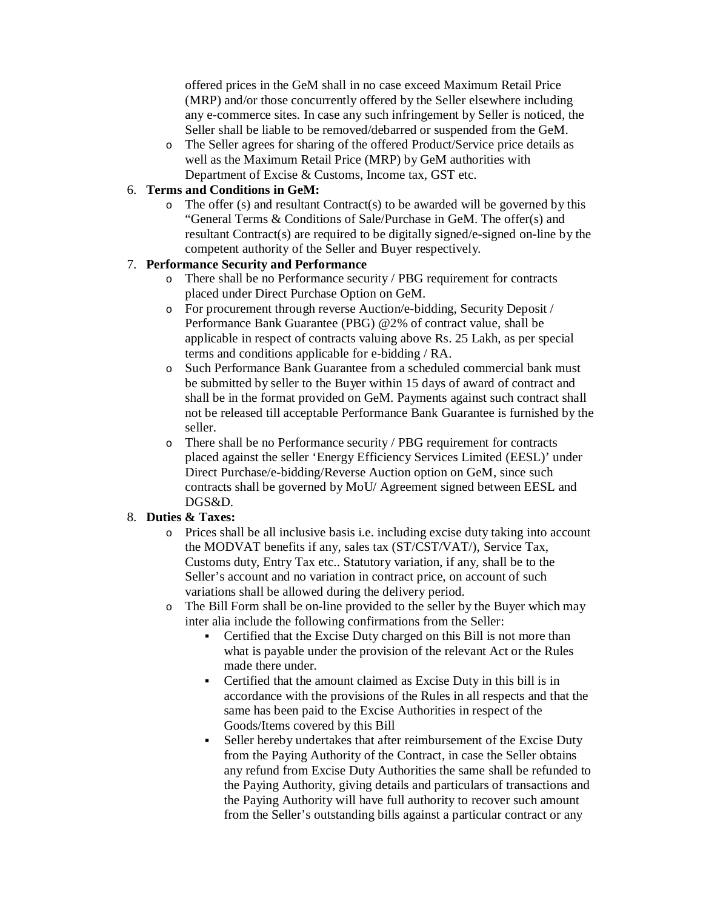offered prices in the GeM shall in no case exceed Maximum Retail Price (MRP) and/or those concurrently offered by the Seller elsewhere including any e-commerce sites. In case any such infringement by Seller is noticed, the Seller shall be liable to be removed/debarred or suspended from the GeM.

- The Seller agrees for sharing of the offered Product/Service price details as well as the Maximum Retail Price (MRP) by GeM authorities with Department of Excise & Customs, Income tax, GST etc.

6. **Terms and Conditions in GeM:**
   - The offer (s) and resultant Contract(s) to be awarded will be governed by this "General Terms & Conditions of Sale/Purchase in GeM. The offer(s) and resultant Contract(s) are required to be digitally signed/e-signed on-line by the competent authority of the Seller and Buyer respectively.

7. **Performance Security and Performance**
   - There shall be no Performance security / PBG requirement for contracts placed under Direct Purchase Option on GeM.
   - For procurement through reverse Auction/e-bidding, Security Deposit / Performance Bank Guarantee (PBG) @2% of contract value, shall be applicable in respect of contracts valuing above Rs. 25 Lakh, as per special terms and conditions applicable for e-bidding / RA.
   - Such Performance Bank Guarantee from a scheduled commercial bank must be submitted by seller to the Buyer within 15 days of award of contract and shall be in the format provided on GeM. Payments against such contract shall not be released till acceptable Performance Bank Guarantee is furnished by the seller.
   - There shall be no Performance security / PBG requirement for contracts placed against the seller 'Energy Efficiency Services Limited (EESL)' under Direct Purchase/e-bidding/Reverse Auction option on GeM, since such contracts shall be governed by MoU/ Agreement signed between EESL and DGS&D.

8. **Duties & Taxes:**
   - Prices shall be all inclusive basis i.e. including excise duty taking into account the MODVAT benefits if any, sales tax (ST/CST/VAT/), Service Tax, Customs duty, Entry Tax etc.. Statutory variation, if any, shall be to the Seller's account and no variation in contract price, on account of such variations shall be allowed during the delivery period.
   - The Bill Form shall be on-line provided to the seller by the Buyer which may inter alia include the following confirmations from the Seller:
     - Certified that the Excise Duty charged on this Bill is not more than what is payable under the provision of the relevant Act or the Rules made there under.
     - Certified that the amount claimed as Excise Duty in this bill is in accordance with the provisions of the Rules in all respects and that the same has been paid to the Excise Authorities in respect of the Goods/Items covered by this Bill
     - Seller hereby undertakes that after reimbursement of the Excise Duty from the Paying Authority of the Contract, in case the Seller obtains any refund from Excise Duty Authorities the same shall be refunded to the Paying Authority, giving details and particulars of transactions and the Paying Authority will have full authority to recover such amount from the Seller's outstanding bills against a particular contract or any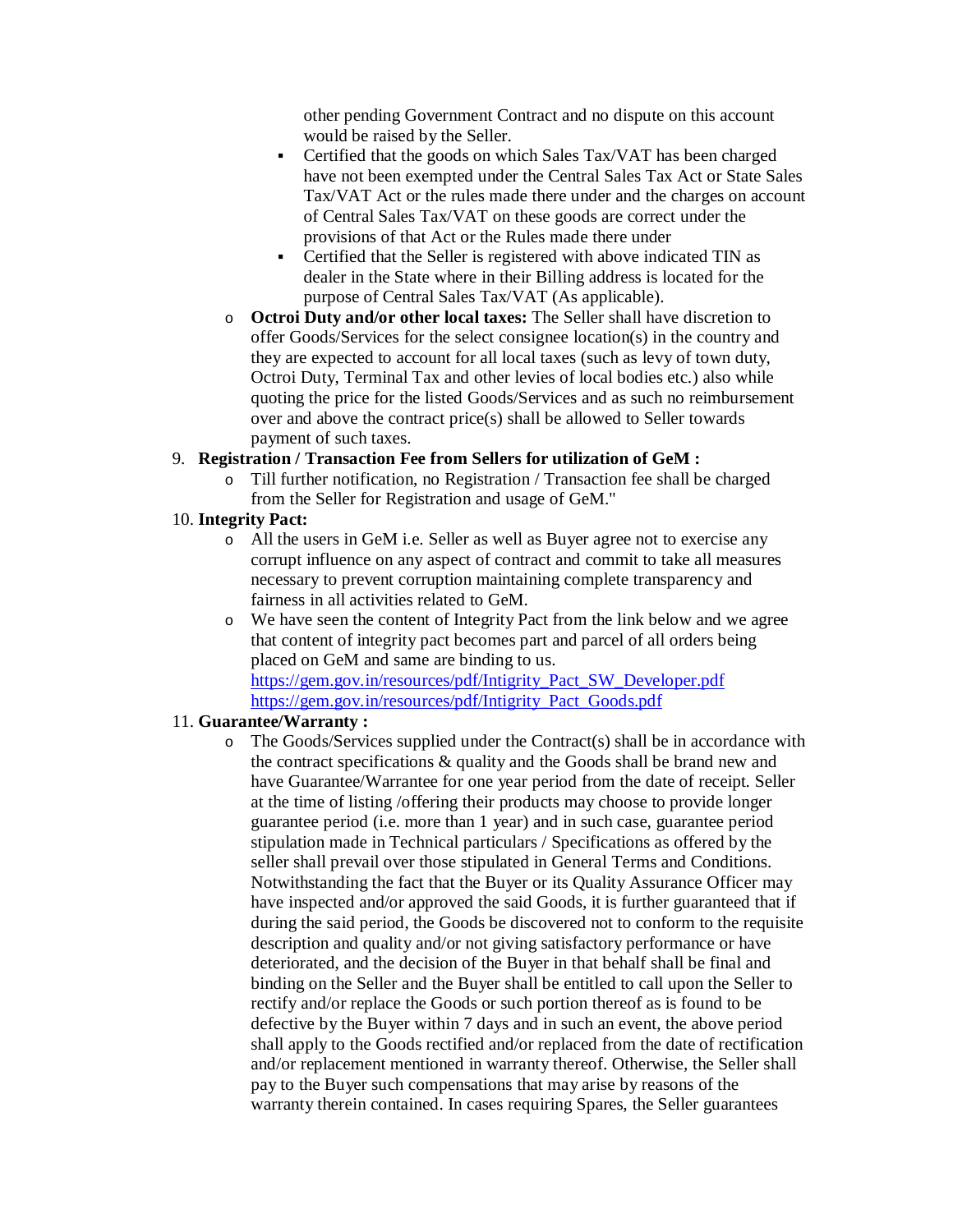other pending Government Contract and no dispute on this account would be raised by the Seller.
    - Certified that the goods on which Sales Tax/VAT has been charged have not been exempted under the Central Sales Tax Act or State Sales Tax/VAT Act or the rules made there under and the charges on account of Central Sales Tax/VAT on these goods are correct under the provisions of that Act or the Rules made there under
    - Certified that the Seller is registered with above indicated TIN as dealer in the State where in their Billing address is located for the purpose of Central Sales Tax/VAT (As applicable).
  - **Octroi Duty and/or other local taxes:** The Seller shall have discretion to offer Goods/Services for the select consignee location(s) in the country and they are expected to account for all local taxes (such as levy of town duty, Octroi Duty, Terminal Tax and other levies of local bodies etc.) also while quoting the price for the listed Goods/Services and as such no reimbursement over and above the contract price(s) shall be allowed to Seller towards payment of such taxes.

9. **Registration / Transaction Fee from Sellers for utilization of GeM :**
   - Till further notification, no Registration / Transaction fee shall be charged from the Seller for Registration and usage of GeM."

10. **Integrity Pact:**
    - All the users in GeM i.e. Seller as well as Buyer agree not to exercise any corrupt influence on any aspect of contract and commit to take all measures necessary to prevent corruption maintaining complete transparency and fairness in all activities related to GeM.
    - We have seen the content of Integrity Pact from the link below and we agree that content of integrity pact becomes part and parcel of all orders being placed on GeM and same are binding to us.
      https://gem.gov.in/resources/pdf/Intigrity_Pact_SW_Developer.pdf
      https://gem.gov.in/resources/pdf/Intigrity_Pact_Goods.pdf

11. **Guarantee/Warranty :**
    - The Goods/Services supplied under the Contract(s) shall be in accordance with the contract specifications & quality and the Goods shall be brand new and have Guarantee/Warrantee for one year period from the date of receipt. Seller at the time of listing /offering their products may choose to provide longer guarantee period (i.e. more than 1 year) and in such case, guarantee period stipulation made in Technical particulars / Specifications as offered by the seller shall prevail over those stipulated in General Terms and Conditions. Notwithstanding the fact that the Buyer or its Quality Assurance Officer may have inspected and/or approved the said Goods, it is further guaranteed that if during the said period, the Goods be discovered not to conform to the requisite description and quality and/or not giving satisfactory performance or have deteriorated, and the decision of the Buyer in that behalf shall be final and binding on the Seller and the Buyer shall be entitled to call upon the Seller to rectify and/or replace the Goods or such portion thereof as is found to be defective by the Buyer within 7 days and in such an event, the above period shall apply to the Goods rectified and/or replaced from the date of rectification and/or replacement mentioned in warranty thereof. Otherwise, the Seller shall pay to the Buyer such compensations that may arise by reasons of the warranty therein contained. In cases requiring Spares, the Seller guarantees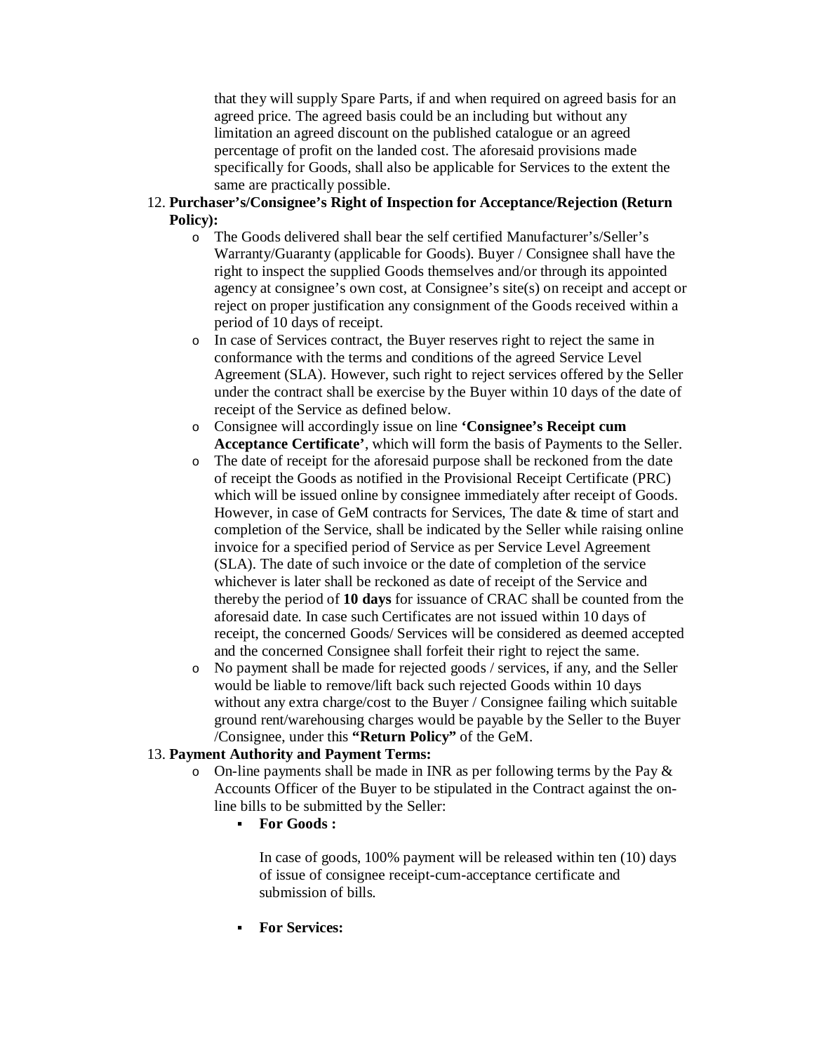that they will supply Spare Parts, if and when required on agreed basis for an agreed price. The agreed basis could be an including but without any limitation an agreed discount on the published catalogue or an agreed percentage of profit on the landed cost. The aforesaid provisions made specifically for Goods, shall also be applicable for Services to the extent the same are practically possible.

12. **Purchaser's/Consignee's Right of Inspection for Acceptance/Rejection (Return Policy):**
    - The Goods delivered shall bear the self certified Manufacturer's/Seller's Warranty/Guaranty (applicable for Goods). Buyer / Consignee shall have the right to inspect the supplied Goods themselves and/or through its appointed agency at consignee's own cost, at Consignee's site(s) on receipt and accept or reject on proper justification any consignment of the Goods received within a period of 10 days of receipt.
    - In case of Services contract, the Buyer reserves right to reject the same in conformance with the terms and conditions of the agreed Service Level Agreement (SLA). However, such right to reject services offered by the Seller under the contract shall be exercise by the Buyer within 10 days of the date of receipt of the Service as defined below.
    - Consignee will accordingly issue on line **'Consignee's Receipt cum Acceptance Certificate'**, which will form the basis of Payments to the Seller.
    - The date of receipt for the aforesaid purpose shall be reckoned from the date of receipt the Goods as notified in the Provisional Receipt Certificate (PRC) which will be issued online by consignee immediately after receipt of Goods. However, in case of GeM contracts for Services, The date & time of start and completion of the Service, shall be indicated by the Seller while raising online invoice for a specified period of Service as per Service Level Agreement (SLA). The date of such invoice or the date of completion of the service whichever is later shall be reckoned as date of receipt of the Service and thereby the period of **10 days** for issuance of CRAC shall be counted from the aforesaid date. In case such Certificates are not issued within 10 days of receipt, the concerned Goods/ Services will be considered as deemed accepted and the concerned Consignee shall forfeit their right to reject the same.
    - No payment shall be made for rejected goods / services, if any, and the Seller would be liable to remove/lift back such rejected Goods within 10 days without any extra charge/cost to the Buyer / Consignee failing which suitable ground rent/warehousing charges would be payable by the Seller to the Buyer /Consignee, under this **"Return Policy"** of the GeM.

13. **Payment Authority and Payment Terms:**
    - On-line payments shall be made in INR as per following terms by the Pay & Accounts Officer of the Buyer to be stipulated in the Contract against the on-line bills to be submitted by the Seller:
        - **For Goods :**

          In case of goods, 100% payment will be released within ten (10) days of issue of consignee receipt-cum-acceptance certificate and submission of bills.

        - **For Services:**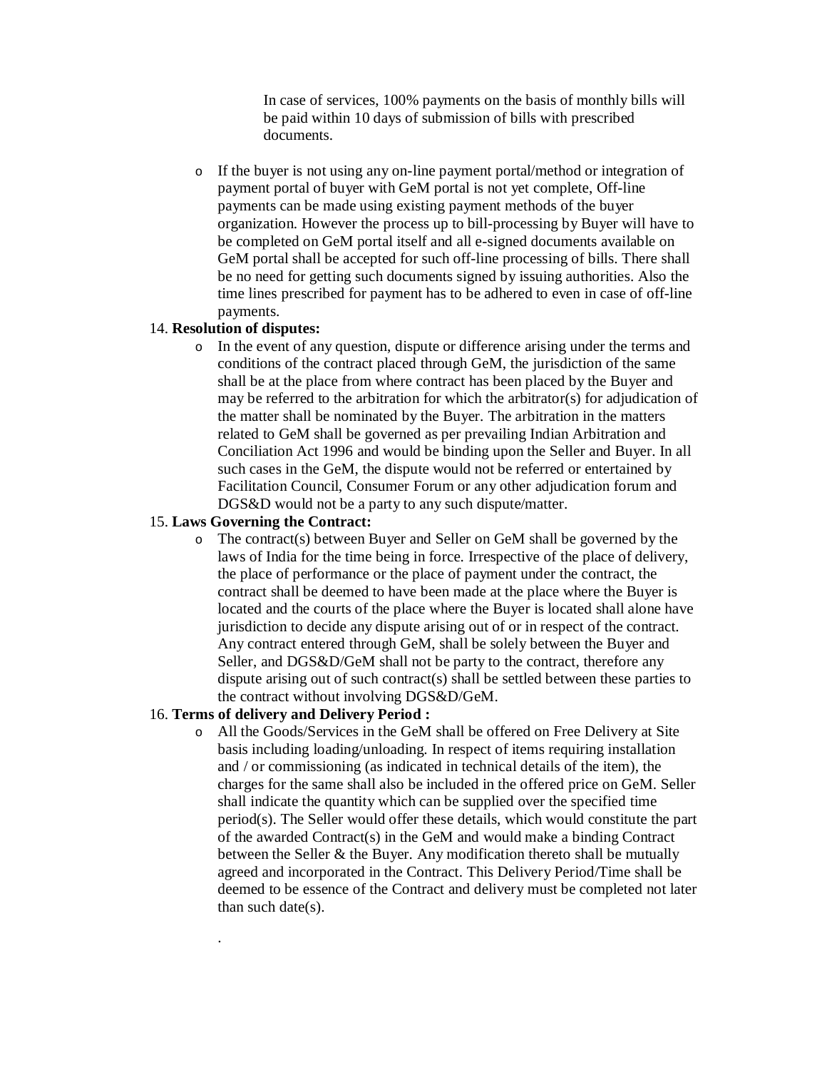In case of services, 100% payments on the basis of monthly bills will be paid within 10 days of submission of bills with prescribed documents.

- If the buyer is not using any on-line payment portal/method or integration of payment portal of buyer with GeM portal is not yet complete, Off-line payments can be made using existing payment methods of the buyer organization. However the process up to bill-processing by Buyer will have to be completed on GeM portal itself and all e-signed documents available on GeM portal shall be accepted for such off-line processing of bills. There shall be no need for getting such documents signed by issuing authorities. Also the time lines prescribed for payment has to be adhered to even in case of off-line payments.

14. **Resolution of disputes:**
    - In the event of any question, dispute or difference arising under the terms and conditions of the contract placed through GeM, the jurisdiction of the same shall be at the place from where contract has been placed by the Buyer and may be referred to the arbitration for which the arbitrator(s) for adjudication of the matter shall be nominated by the Buyer. The arbitration in the matters related to GeM shall be governed as per prevailing Indian Arbitration and Conciliation Act 1996 and would be binding upon the Seller and Buyer. In all such cases in the GeM, the dispute would not be referred or entertained by Facilitation Council, Consumer Forum or any other adjudication forum and DGS&D would not be a party to any such dispute/matter.
15. **Laws Governing the Contract:**
    - The contract(s) between Buyer and Seller on GeM shall be governed by the laws of India for the time being in force. Irrespective of the place of delivery, the place of performance or the place of payment under the contract, the contract shall be deemed to have been made at the place where the Buyer is located and the courts of the place where the Buyer is located shall alone have jurisdiction to decide any dispute arising out of or in respect of the contract. Any contract entered through GeM, shall be solely between the Buyer and Seller, and DGS&D/GeM shall not be party to the contract, therefore any dispute arising out of such contract(s) shall be settled between these parties to the contract without involving DGS&D/GeM.
16. **Terms of delivery and Delivery Period :**
    - All the Goods/Services in the GeM shall be offered on Free Delivery at Site basis including loading/unloading. In respect of items requiring installation and / or commissioning (as indicated in technical details of the item), the charges for the same shall also be included in the offered price on GeM. Seller shall indicate the quantity which can be supplied over the specified time period(s). The Seller would offer these details, which would constitute the part of the awarded Contract(s) in the GeM and would make a binding Contract between the Seller & the Buyer. Any modification thereto shall be mutually agreed and incorporated in the Contract. This Delivery Period/Time shall be deemed to be essence of the Contract and delivery must be completed not later than such date(s).

.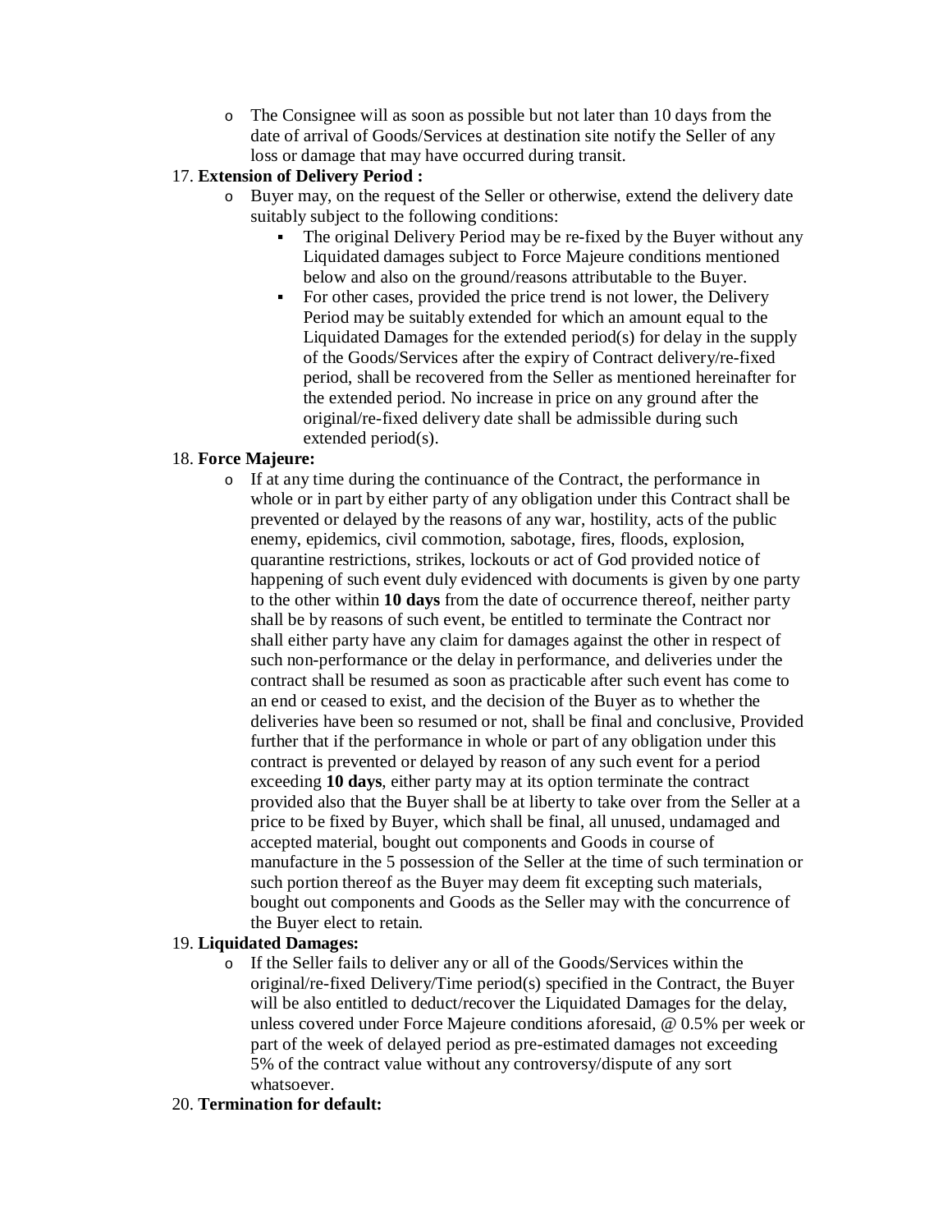- The Consignee will as soon as possible but not later than 10 days from the date of arrival of Goods/Services at destination site notify the Seller of any loss or damage that may have occurred during transit.

17. **Extension of Delivery Period :**
    - Buyer may, on the request of the Seller or otherwise, extend the delivery date suitably subject to the following conditions:
        - The original Delivery Period may be re-fixed by the Buyer without any Liquidated damages subject to Force Majeure conditions mentioned below and also on the ground/reasons attributable to the Buyer.
        - For other cases, provided the price trend is not lower, the Delivery Period may be suitably extended for which an amount equal to the Liquidated Damages for the extended period(s) for delay in the supply of the Goods/Services after the expiry of Contract delivery/re-fixed period, shall be recovered from the Seller as mentioned hereinafter for the extended period. No increase in price on any ground after the original/re-fixed delivery date shall be admissible during such extended period(s).

18. **Force Majeure:**
    - If at any time during the continuance of the Contract, the performance in whole or in part by either party of any obligation under this Contract shall be prevented or delayed by the reasons of any war, hostility, acts of the public enemy, epidemics, civil commotion, sabotage, fires, floods, explosion, quarantine restrictions, strikes, lockouts or act of God provided notice of happening of such event duly evidenced with documents is given by one party to the other within **10 days** from the date of occurrence thereof, neither party shall be by reasons of such event, be entitled to terminate the Contract nor shall either party have any claim for damages against the other in respect of such non-performance or the delay in performance, and deliveries under the contract shall be resumed as soon as practicable after such event has come to an end or ceased to exist, and the decision of the Buyer as to whether the deliveries have been so resumed or not, shall be final and conclusive, Provided further that if the performance in whole or part of any obligation under this contract is prevented or delayed by reason of any such event for a period exceeding **10 days**, either party may at its option terminate the contract provided also that the Buyer shall be at liberty to take over from the Seller at a price to be fixed by Buyer, which shall be final, all unused, undamaged and accepted material, bought out components and Goods in course of manufacture in the 5 possession of the Seller at the time of such termination or such portion thereof as the Buyer may deem fit excepting such materials, bought out components and Goods as the Seller may with the concurrence of the Buyer elect to retain.

19. **Liquidated Damages:**
    - If the Seller fails to deliver any or all of the Goods/Services within the original/re-fixed Delivery/Time period(s) specified in the Contract, the Buyer will be also entitled to deduct/recover the Liquidated Damages for the delay, unless covered under Force Majeure conditions aforesaid, @ 0.5% per week or part of the week of delayed period as pre-estimated damages not exceeding 5% of the contract value without any controversy/dispute of any sort whatsoever.

20. **Termination for default:**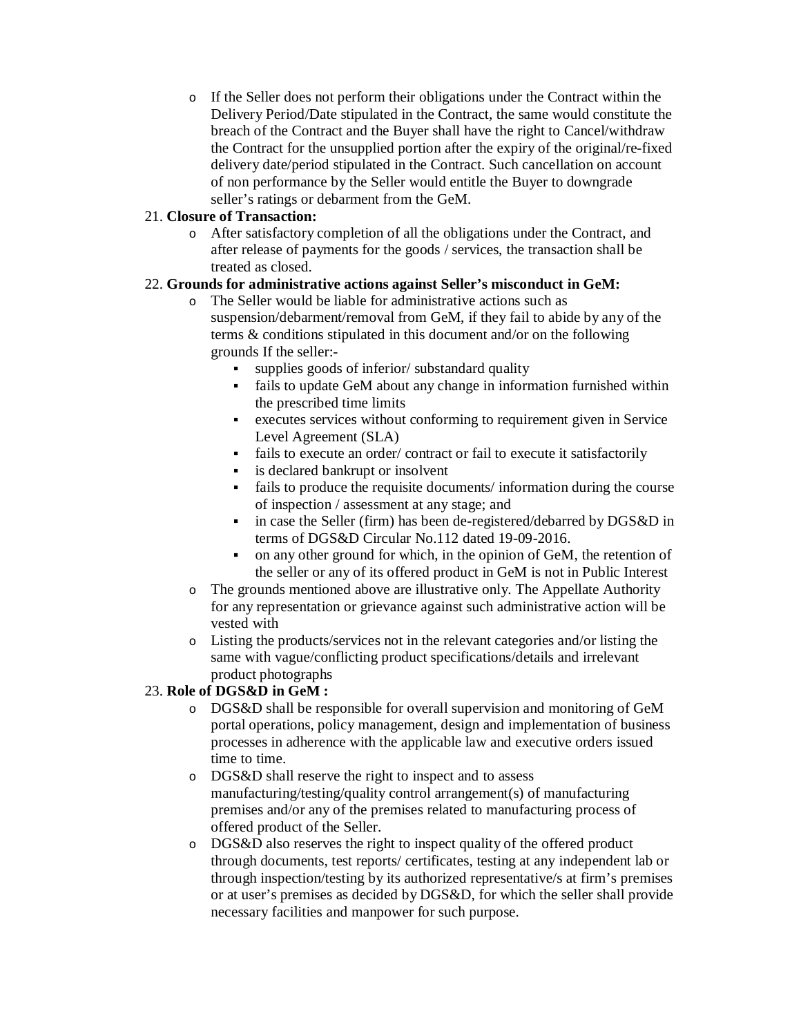- If the Seller does not perform their obligations under the Contract within the Delivery Period/Date stipulated in the Contract, the same would constitute the breach of the Contract and the Buyer shall have the right to Cancel/withdraw the Contract for the unsupplied portion after the expiry of the original/re-fixed delivery date/period stipulated in the Contract. Such cancellation on account of non performance by the Seller would entitle the Buyer to downgrade seller's ratings or debarment from the GeM.

21. **Closure of Transaction:**
    - After satisfactory completion of all the obligations under the Contract, and after release of payments for the goods / services, the transaction shall be treated as closed.

22. **Grounds for administrative actions against Seller's misconduct in GeM:**
    - The Seller would be liable for administrative actions such as suspension/debarment/removal from GeM, if they fail to abide by any of the terms & conditions stipulated in this document and/or on the following grounds If the seller:-
        - supplies goods of inferior/ substandard quality
        - fails to update GeM about any change in information furnished within the prescribed time limits
        - executes services without conforming to requirement given in Service Level Agreement (SLA)
        - fails to execute an order/ contract or fail to execute it satisfactorily
        - is declared bankrupt or insolvent
        - fails to produce the requisite documents/ information during the course of inspection / assessment at any stage; and
        - in case the Seller (firm) has been de-registered/debarred by DGS&D in terms of DGS&D Circular No.112 dated 19-09-2016.
        - on any other ground for which, in the opinion of GeM, the retention of the seller or any of its offered product in GeM is not in Public Interest
    - The grounds mentioned above are illustrative only. The Appellate Authority for any representation or grievance against such administrative action will be vested with
    - Listing the products/services not in the relevant categories and/or listing the same with vague/conflicting product specifications/details and irrelevant product photographs

23. **Role of DGS&D in GeM :**
    - DGS&D shall be responsible for overall supervision and monitoring of GeM portal operations, policy management, design and implementation of business processes in adherence with the applicable law and executive orders issued time to time.
    - DGS&D shall reserve the right to inspect and to assess manufacturing/testing/quality control arrangement(s) of manufacturing premises and/or any of the premises related to manufacturing process of offered product of the Seller.
    - DGS&D also reserves the right to inspect quality of the offered product through documents, test reports/ certificates, testing at any independent lab or through inspection/testing by its authorized representative/s at firm's premises or at user's premises as decided by DGS&D, for which the seller shall provide necessary facilities and manpower for such purpose.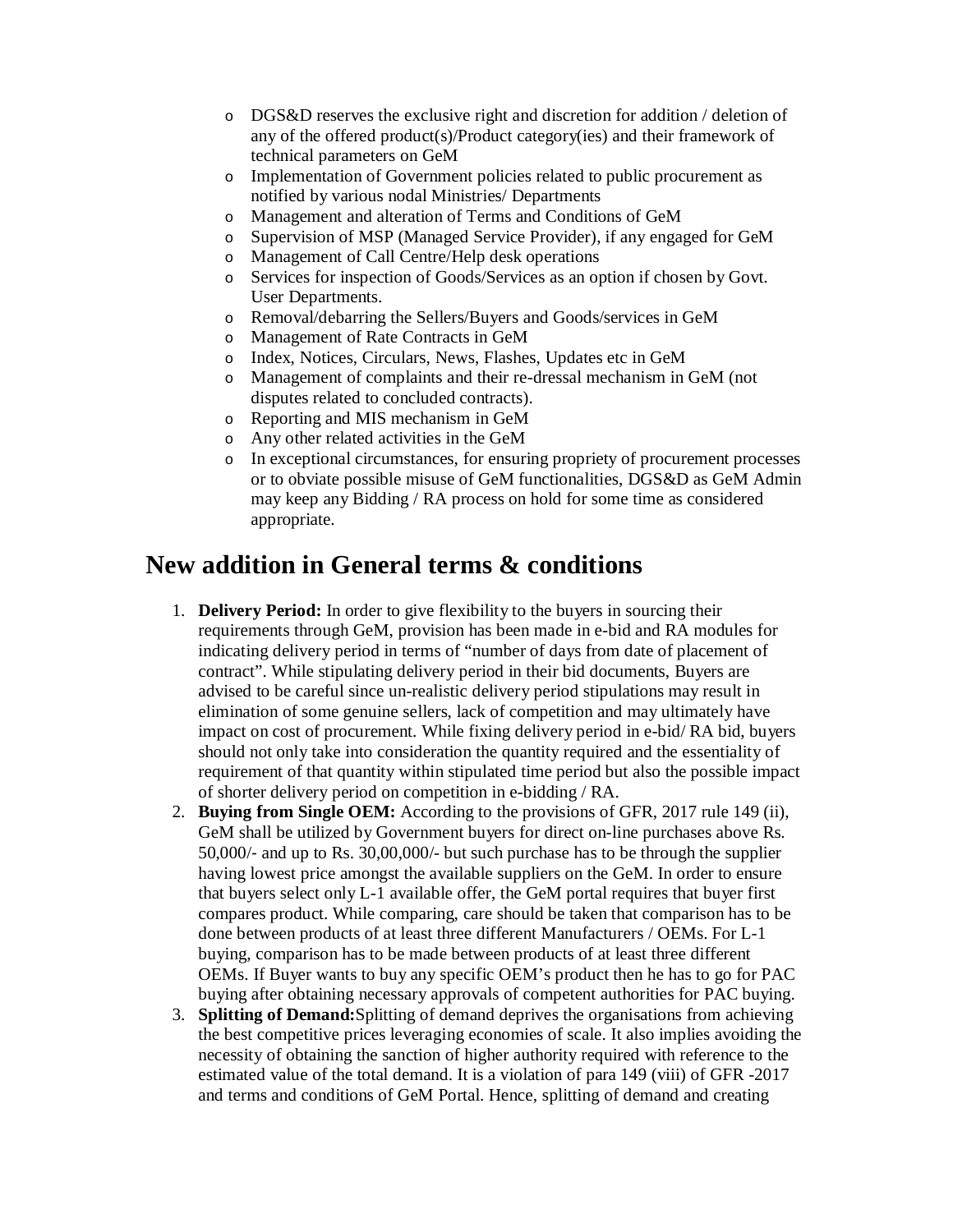- DGS&D reserves the exclusive right and discretion for addition / deletion of any of the offered product(s)/Product category(ies) and their framework of technical parameters on GeM
- Implementation of Government policies related to public procurement as notified by various nodal Ministries/ Departments
- Management and alteration of Terms and Conditions of GeM
- Supervision of MSP (Managed Service Provider), if any engaged for GeM
- Management of Call Centre/Help desk operations
- Services for inspection of Goods/Services as an option if chosen by Govt. User Departments.
- Removal/debarring the Sellers/Buyers and Goods/services in GeM
- Management of Rate Contracts in GeM
- Index, Notices, Circulars, News, Flashes, Updates etc in GeM
- Management of complaints and their re-dressal mechanism in GeM (not disputes related to concluded contracts).
- Reporting and MIS mechanism in GeM
- Any other related activities in the GeM
- In exceptional circumstances, for ensuring propriety of procurement processes or to obviate possible misuse of GeM functionalities, DGS&D as GeM Admin may keep any Bidding / RA process on hold for some time as considered appropriate.

# New addition in General terms & conditions

1. **Delivery Period:** In order to give flexibility to the buyers in sourcing their requirements through GeM, provision has been made in e-bid and RA modules for indicating delivery period in terms of "number of days from date of placement of contract". While stipulating delivery period in their bid documents, Buyers are advised to be careful since un-realistic delivery period stipulations may result in elimination of some genuine sellers, lack of competition and may ultimately have impact on cost of procurement. While fixing delivery period in e-bid/ RA bid, buyers should not only take into consideration the quantity required and the essentiality of requirement of that quantity within stipulated time period but also the possible impact of shorter delivery period on competition in e-bidding / RA.
2. **Buying from Single OEM:** According to the provisions of GFR, 2017 rule 149 (ii), GeM shall be utilized by Government buyers for direct on-line purchases above Rs. 50,000/- and up to Rs. 30,00,000/- but such purchase has to be through the supplier having lowest price amongst the available suppliers on the GeM. In order to ensure that buyers select only L-1 available offer, the GeM portal requires that buyer first compares product. While comparing, care should be taken that comparison has to be done between products of at least three different Manufacturers / OEMs. For L-1 buying, comparison has to be made between products of at least three different OEMs. If Buyer wants to buy any specific OEM's product then he has to go for PAC buying after obtaining necessary approvals of competent authorities for PAC buying.
3. **Splitting of Demand:**Splitting of demand deprives the organisations from achieving the best competitive prices leveraging economies of scale. It also implies avoiding the necessity of obtaining the sanction of higher authority required with reference to the estimated value of the total demand. It is a violation of para 149 (viii) of GFR -2017 and terms and conditions of GeM Portal. Hence, splitting of demand and creating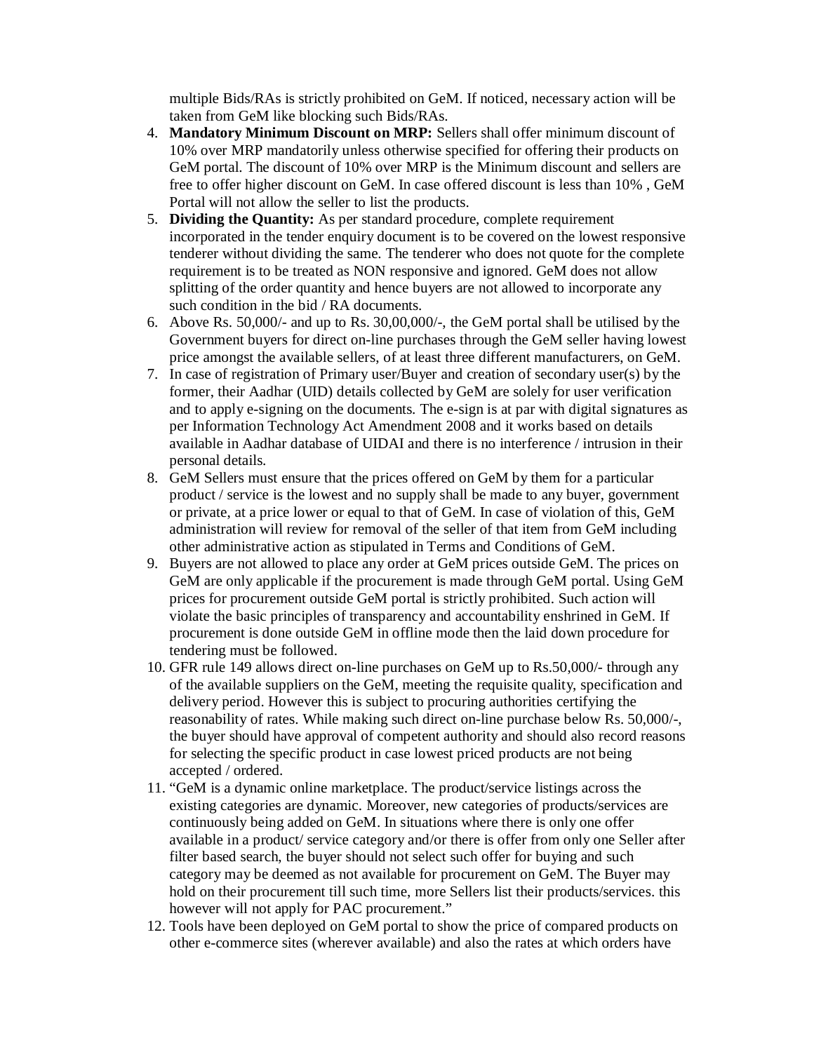multiple Bids/RAs is strictly prohibited on GeM. If noticed, necessary action will be taken from GeM like blocking such Bids/RAs.

4. **Mandatory Minimum Discount on MRP:** Sellers shall offer minimum discount of 10% over MRP mandatorily unless otherwise specified for offering their products on GeM portal. The discount of 10% over MRP is the Minimum discount and sellers are free to offer higher discount on GeM. In case offered discount is less than 10% , GeM Portal will not allow the seller to list the products.
5. **Dividing the Quantity:** As per standard procedure, complete requirement incorporated in the tender enquiry document is to be covered on the lowest responsive tenderer without dividing the same. The tenderer who does not quote for the complete requirement is to be treated as NON responsive and ignored. GeM does not allow splitting of the order quantity and hence buyers are not allowed to incorporate any such condition in the bid / RA documents.
6. Above Rs. 50,000/- and up to Rs. 30,00,000/-, the GeM portal shall be utilised by the Government buyers for direct on-line purchases through the GeM seller having lowest price amongst the available sellers, of at least three different manufacturers, on GeM.
7. In case of registration of Primary user/Buyer and creation of secondary user(s) by the former, their Aadhar (UID) details collected by GeM are solely for user verification and to apply e-signing on the documents. The e-sign is at par with digital signatures as per Information Technology Act Amendment 2008 and it works based on details available in Aadhar database of UIDAI and there is no interference / intrusion in their personal details.
8. GeM Sellers must ensure that the prices offered on GeM by them for a particular product / service is the lowest and no supply shall be made to any buyer, government or private, at a price lower or equal to that of GeM. In case of violation of this, GeM administration will review for removal of the seller of that item from GeM including other administrative action as stipulated in Terms and Conditions of GeM.
9. Buyers are not allowed to place any order at GeM prices outside GeM. The prices on GeM are only applicable if the procurement is made through GeM portal. Using GeM prices for procurement outside GeM portal is strictly prohibited. Such action will violate the basic principles of transparency and accountability enshrined in GeM. If procurement is done outside GeM in offline mode then the laid down procedure for tendering must be followed.
10. GFR rule 149 allows direct on-line purchases on GeM up to Rs.50,000/- through any of the available suppliers on the GeM, meeting the requisite quality, specification and delivery period. However this is subject to procuring authorities certifying the reasonability of rates. While making such direct on-line purchase below Rs. 50,000/-, the buyer should have approval of competent authority and should also record reasons for selecting the specific product in case lowest priced products are not being accepted / ordered.
11. "GeM is a dynamic online marketplace. The product/service listings across the existing categories are dynamic. Moreover, new categories of products/services are continuously being added on GeM. In situations where there is only one offer available in a product/ service category and/or there is offer from only one Seller after filter based search, the buyer should not select such offer for buying and such category may be deemed as not available for procurement on GeM. The Buyer may hold on their procurement till such time, more Sellers list their products/services. this however will not apply for PAC procurement."
12. Tools have been deployed on GeM portal to show the price of compared products on other e-commerce sites (wherever available) and also the rates at which orders have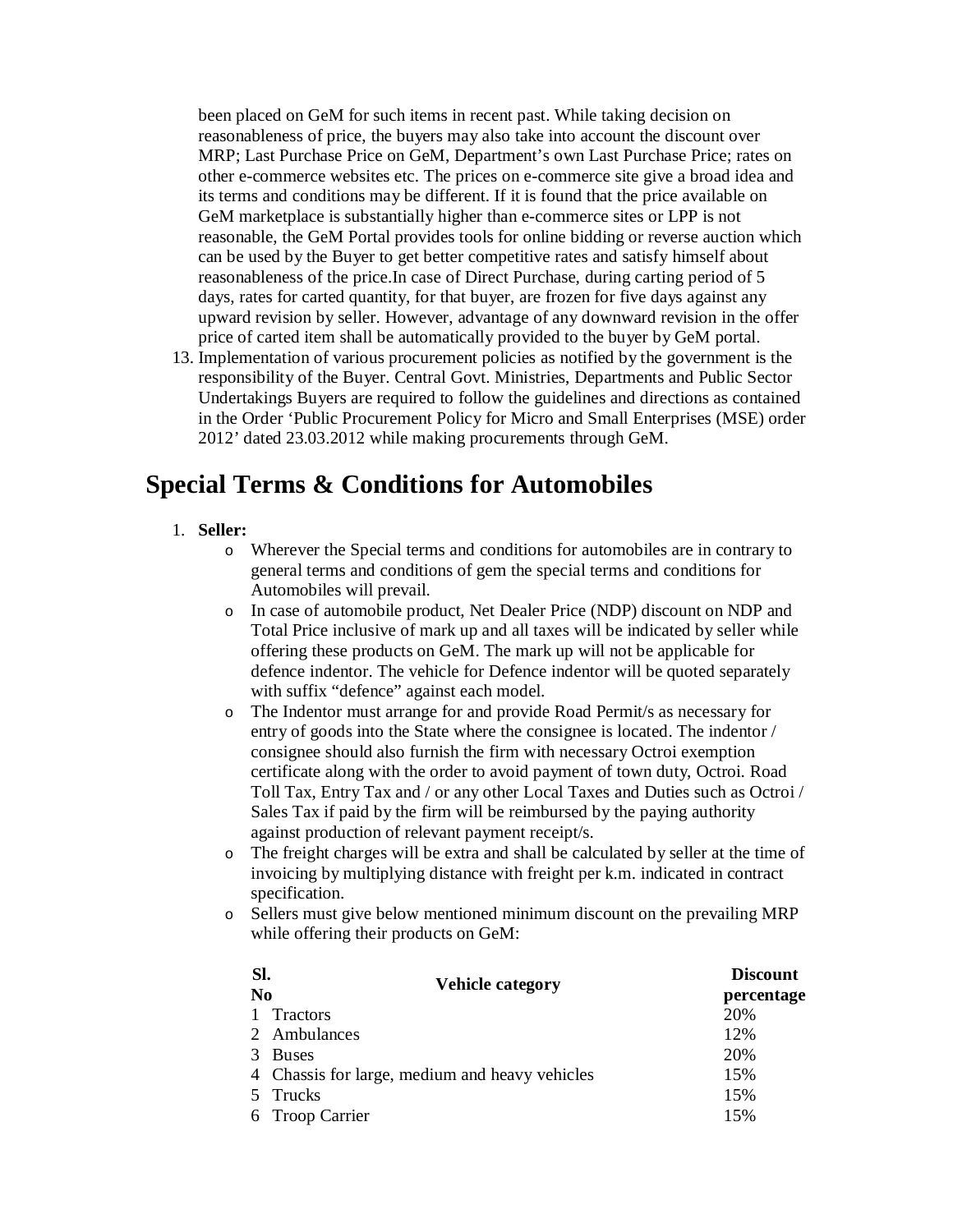been placed on GeM for such items in recent past. While taking decision on reasonableness of price, the buyers may also take into account the discount over MRP; Last Purchase Price on GeM, Department's own Last Purchase Price; rates on other e-commerce websites etc. The prices on e-commerce site give a broad idea and its terms and conditions may be different. If it is found that the price available on GeM marketplace is substantially higher than e-commerce sites or LPP is not reasonable, the GeM Portal provides tools for online bidding or reverse auction which can be used by the Buyer to get better competitive rates and satisfy himself about reasonableness of the price.In case of Direct Purchase, during carting period of 5 days, rates for carted quantity, for that buyer, are frozen for five days against any upward revision by seller. However, advantage of any downward revision in the offer price of carted item shall be automatically provided to the buyer by GeM portal.

13. Implementation of various procurement policies as notified by the government is the responsibility of the Buyer. Central Govt. Ministries, Departments and Public Sector Undertakings Buyers are required to follow the guidelines and directions as contained in the Order 'Public Procurement Policy for Micro and Small Enterprises (MSE) order 2012' dated 23.03.2012 while making procurements through GeM.

# Special Terms & Conditions for Automobiles

1. **Seller:**
   - Wherever the Special terms and conditions for automobiles are in contrary to general terms and conditions of gem the special terms and conditions for Automobiles will prevail.
   - In case of automobile product, Net Dealer Price (NDP) discount on NDP and Total Price inclusive of mark up and all taxes will be indicated by seller while offering these products on GeM. The mark up will not be applicable for defence indentor. The vehicle for Defence indentor will be quoted separately with suffix "defence" against each model.
   - The Indentor must arrange for and provide Road Permit/s as necessary for entry of goods into the State where the consignee is located. The indentor / consignee should also furnish the firm with necessary Octroi exemption certificate along with the order to avoid payment of town duty, Octroi. Road Toll Tax, Entry Tax and / or any other Local Taxes and Duties such as Octroi / Sales Tax if paid by the firm will be reimbursed by the paying authority against production of relevant payment receipt/s.
   - The freight charges will be extra and shall be calculated by seller at the time of invoicing by multiplying distance with freight per k.m. indicated in contract specification.
   - Sellers must give below mentioned minimum discount on the prevailing MRP while offering their products on GeM:

| Sl. No | Vehicle category | Discount percentage |
|---|---|---|
| 1 | Tractors | 20% |
| 2 | Ambulances | 12% |
| 3 | Buses | 20% |
| 4 | Chassis for large, medium and heavy vehicles | 15% |
| 5 | Trucks | 15% |
| 6 | Troop Carrier | 15% |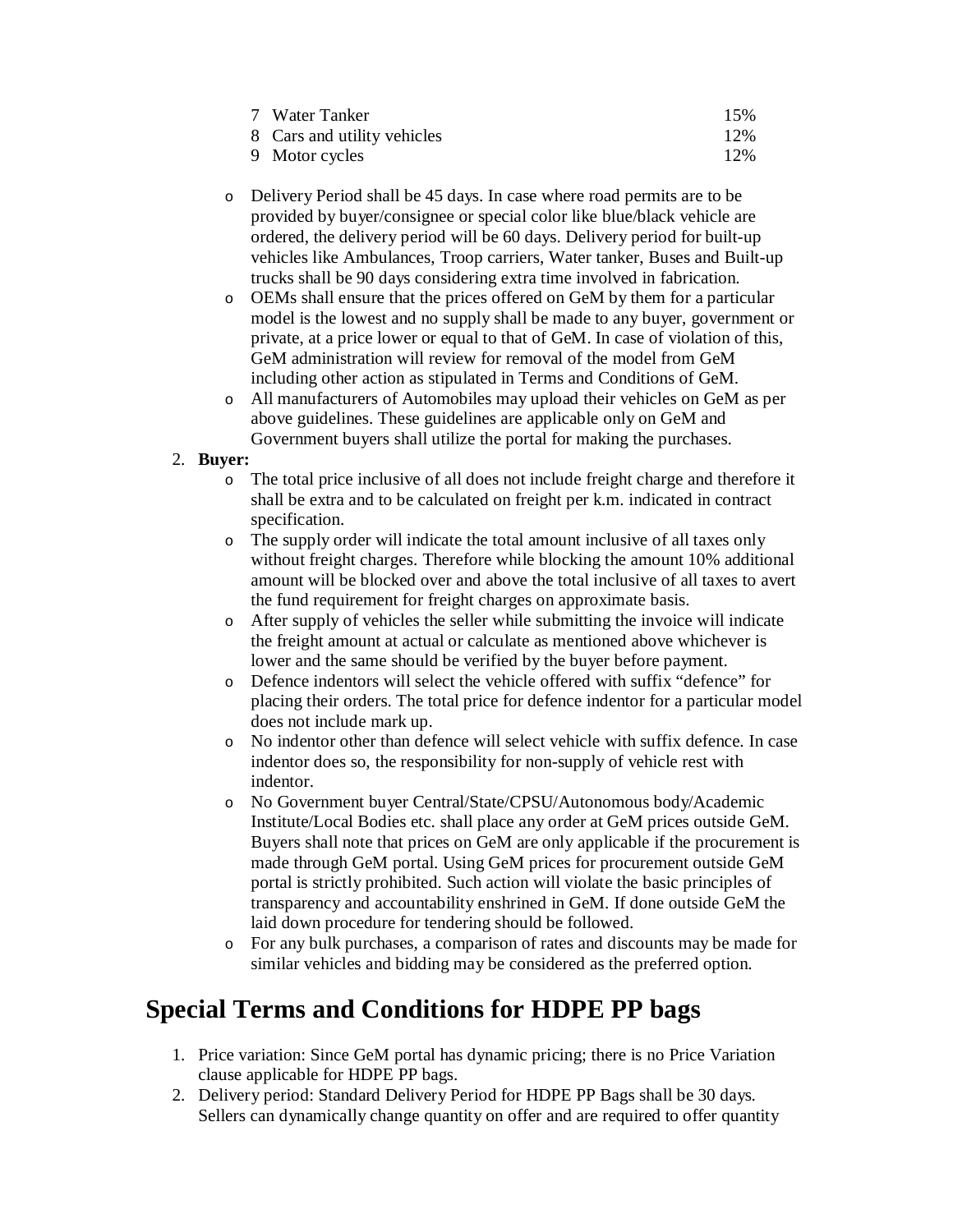| 7 | Water Tanker | 15% |
|---|---|---|
| 8 | Cars and utility vehicles | 12% |
| 9 | Motor cycles | 12% |

- Delivery Period shall be 45 days. In case where road permits are to be provided by buyer/consignee or special color like blue/black vehicle are ordered, the delivery period will be 60 days. Delivery period for built-up vehicles like Ambulances, Troop carriers, Water tanker, Buses and Built-up trucks shall be 90 days considering extra time involved in fabrication.
- OEMs shall ensure that the prices offered on GeM by them for a particular model is the lowest and no supply shall be made to any buyer, government or private, at a price lower or equal to that of GeM. In case of violation of this, GeM administration will review for removal of the model from GeM including other action as stipulated in Terms and Conditions of GeM.
- All manufacturers of Automobiles may upload their vehicles on GeM as per above guidelines. These guidelines are applicable only on GeM and Government buyers shall utilize the portal for making the purchases.

2. **Buyer:**
   - The total price inclusive of all does not include freight charge and therefore it shall be extra and to be calculated on freight per k.m. indicated in contract specification.
   - The supply order will indicate the total amount inclusive of all taxes only without freight charges. Therefore while blocking the amount 10% additional amount will be blocked over and above the total inclusive of all taxes to avert the fund requirement for freight charges on approximate basis.
   - After supply of vehicles the seller while submitting the invoice will indicate the freight amount at actual or calculate as mentioned above whichever is lower and the same should be verified by the buyer before payment.
   - Defence indentors will select the vehicle offered with suffix "defence" for placing their orders. The total price for defence indentor for a particular model does not include mark up.
   - No indentor other than defence will select vehicle with suffix defence. In case indentor does so, the responsibility for non-supply of vehicle rest with indentor.
   - No Government buyer Central/State/CPSU/Autonomous body/Academic Institute/Local Bodies etc. shall place any order at GeM prices outside GeM. Buyers shall note that prices on GeM are only applicable if the procurement is made through GeM portal. Using GeM prices for procurement outside GeM portal is strictly prohibited. Such action will violate the basic principles of transparency and accountability enshrined in GeM. If done outside GeM the laid down procedure for tendering should be followed.
   - For any bulk purchases, a comparison of rates and discounts may be made for similar vehicles and bidding may be considered as the preferred option.

# Special Terms and Conditions for HDPE PP bags

1. Price variation: Since GeM portal has dynamic pricing; there is no Price Variation clause applicable for HDPE PP bags.
2. Delivery period: Standard Delivery Period for HDPE PP Bags shall be 30 days. Sellers can dynamically change quantity on offer and are required to offer quantity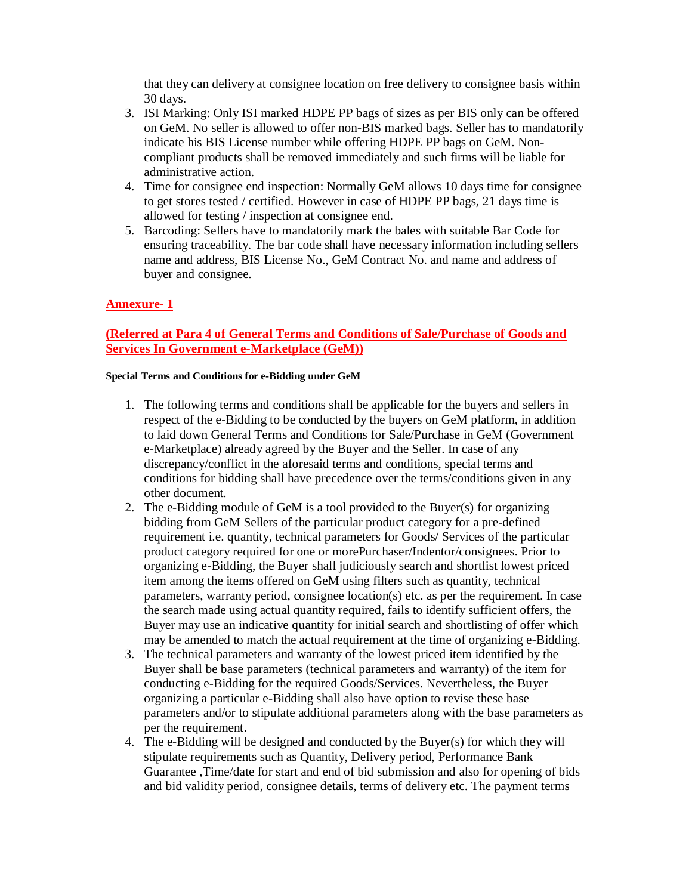that they can delivery at consignee location on free delivery to consignee basis within 30 days.

3. ISI Marking: Only ISI marked HDPE PP bags of sizes as per BIS only can be offered on GeM. No seller is allowed to offer non-BIS marked bags. Seller has to mandatorily indicate his BIS License number while offering HDPE PP bags on GeM. Non-compliant products shall be removed immediately and such firms will be liable for administrative action.
4. Time for consignee end inspection: Normally GeM allows 10 days time for consignee to get stores tested / certified. However in case of HDPE PP bags, 21 days time is allowed for testing / inspection at consignee end.
5. Barcoding: Sellers have to mandatorily mark the bales with suitable Bar Code for ensuring traceability. The bar code shall have necessary information including sellers name and address, BIS License No., GeM Contract No. and name and address of buyer and consignee.

## Annexure- 1

## (Referred at Para 4 of General Terms and Conditions of Sale/Purchase of Goods and Services In Government e-Marketplace (GeM))

**Special Terms and Conditions for e-Bidding under GeM**

1. The following terms and conditions shall be applicable for the buyers and sellers in respect of the e-Bidding to be conducted by the buyers on GeM platform, in addition to laid down General Terms and Conditions for Sale/Purchase in GeM (Government e-Marketplace) already agreed by the Buyer and the Seller. In case of any discrepancy/conflict in the aforesaid terms and conditions, special terms and conditions for bidding shall have precedence over the terms/conditions given in any other document.
2. The e-Bidding module of GeM is a tool provided to the Buyer(s) for organizing bidding from GeM Sellers of the particular product category for a pre-defined requirement i.e. quantity, technical parameters for Goods/ Services of the particular product category required for one or morePurchaser/Indentor/consignees. Prior to organizing e-Bidding, the Buyer shall judiciously search and shortlist lowest priced item among the items offered on GeM using filters such as quantity, technical parameters, warranty period, consignee location(s) etc. as per the requirement. In case the search made using actual quantity required, fails to identify sufficient offers, the Buyer may use an indicative quantity for initial search and shortlisting of offer which may be amended to match the actual requirement at the time of organizing e-Bidding.
3. The technical parameters and warranty of the lowest priced item identified by the Buyer shall be base parameters (technical parameters and warranty) of the item for conducting e-Bidding for the required Goods/Services. Nevertheless, the Buyer organizing a particular e-Bidding shall also have option to revise these base parameters and/or to stipulate additional parameters along with the base parameters as per the requirement.
4. The e-Bidding will be designed and conducted by the Buyer(s) for which they will stipulate requirements such as Quantity, Delivery period, Performance Bank Guarantee ,Time/date for start and end of bid submission and also for opening of bids and bid validity period, consignee details, terms of delivery etc. The payment terms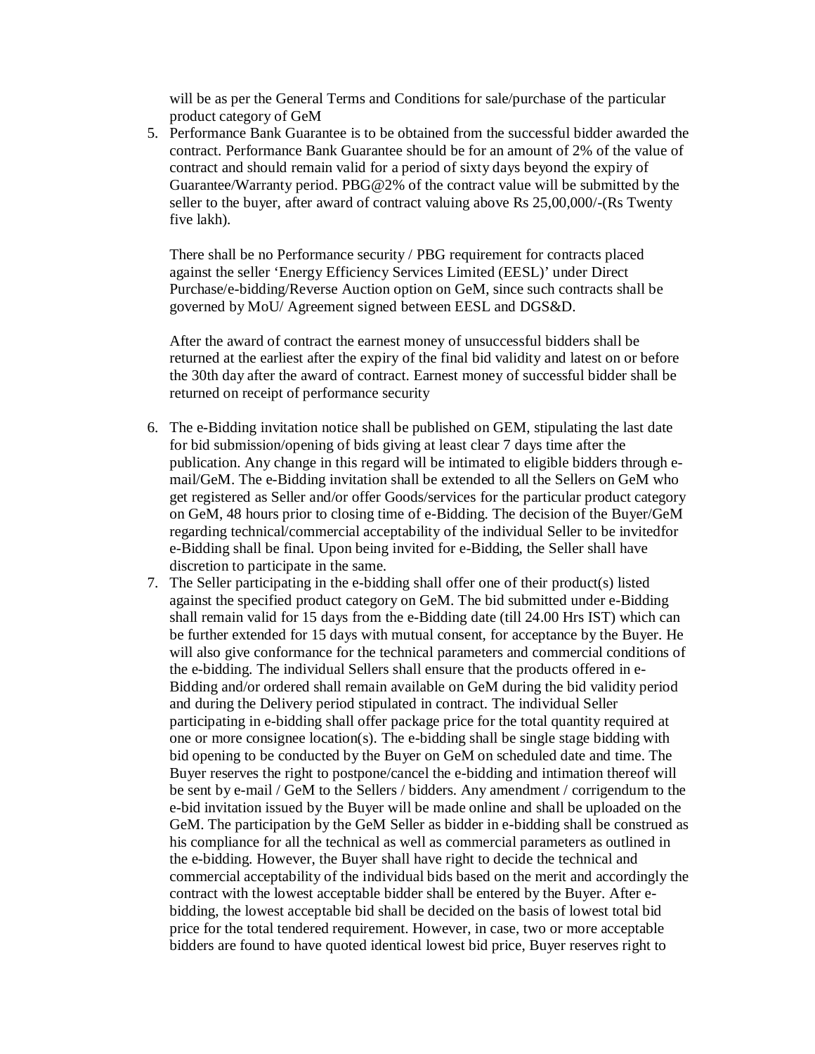will be as per the General Terms and Conditions for sale/purchase of the particular product category of GeM

5. Performance Bank Guarantee is to be obtained from the successful bidder awarded the contract. Performance Bank Guarantee should be for an amount of 2% of the value of contract and should remain valid for a period of sixty days beyond the expiry of Guarantee/Warranty period. PBG@2% of the contract value will be submitted by the seller to the buyer, after award of contract valuing above Rs 25,00,000/-(Rs Twenty five lakh).

   There shall be no Performance security / PBG requirement for contracts placed against the seller 'Energy Efficiency Services Limited (EESL)' under Direct Purchase/e-bidding/Reverse Auction option on GeM, since such contracts shall be governed by MoU/ Agreement signed between EESL and DGS&D.

   After the award of contract the earnest money of unsuccessful bidders shall be returned at the earliest after the expiry of the final bid validity and latest on or before the 30th day after the award of contract. Earnest money of successful bidder shall be returned on receipt of performance security

6. The e-Bidding invitation notice shall be published on GEM, stipulating the last date for bid submission/opening of bids giving at least clear 7 days time after the publication. Any change in this regard will be intimated to eligible bidders through e-mail/GeM. The e-Bidding invitation shall be extended to all the Sellers on GeM who get registered as Seller and/or offer Goods/services for the particular product category on GeM, 48 hours prior to closing time of e-Bidding. The decision of the Buyer/GeM regarding technical/commercial acceptability of the individual Seller to be invitedfor e-Bidding shall be final. Upon being invited for e-Bidding, the Seller shall have discretion to participate in the same.
7. The Seller participating in the e-bidding shall offer one of their product(s) listed against the specified product category on GeM. The bid submitted under e-Bidding shall remain valid for 15 days from the e-Bidding date (till 24.00 Hrs IST) which can be further extended for 15 days with mutual consent, for acceptance by the Buyer. He will also give conformance for the technical parameters and commercial conditions of the e-bidding. The individual Sellers shall ensure that the products offered in e-Bidding and/or ordered shall remain available on GeM during the bid validity period and during the Delivery period stipulated in contract. The individual Seller participating in e-bidding shall offer package price for the total quantity required at one or more consignee location(s). The e-bidding shall be single stage bidding with bid opening to be conducted by the Buyer on GeM on scheduled date and time. The Buyer reserves the right to postpone/cancel the e-bidding and intimation thereof will be sent by e-mail / GeM to the Sellers / bidders. Any amendment / corrigendum to the e-bid invitation issued by the Buyer will be made online and shall be uploaded on the GeM. The participation by the GeM Seller as bidder in e-bidding shall be construed as his compliance for all the technical as well as commercial parameters as outlined in the e-bidding. However, the Buyer shall have right to decide the technical and commercial acceptability of the individual bids based on the merit and accordingly the contract with the lowest acceptable bidder shall be entered by the Buyer. After e-bidding, the lowest acceptable bid shall be decided on the basis of lowest total bid price for the total tendered requirement. However, in case, two or more acceptable bidders are found to have quoted identical lowest bid price, Buyer reserves right to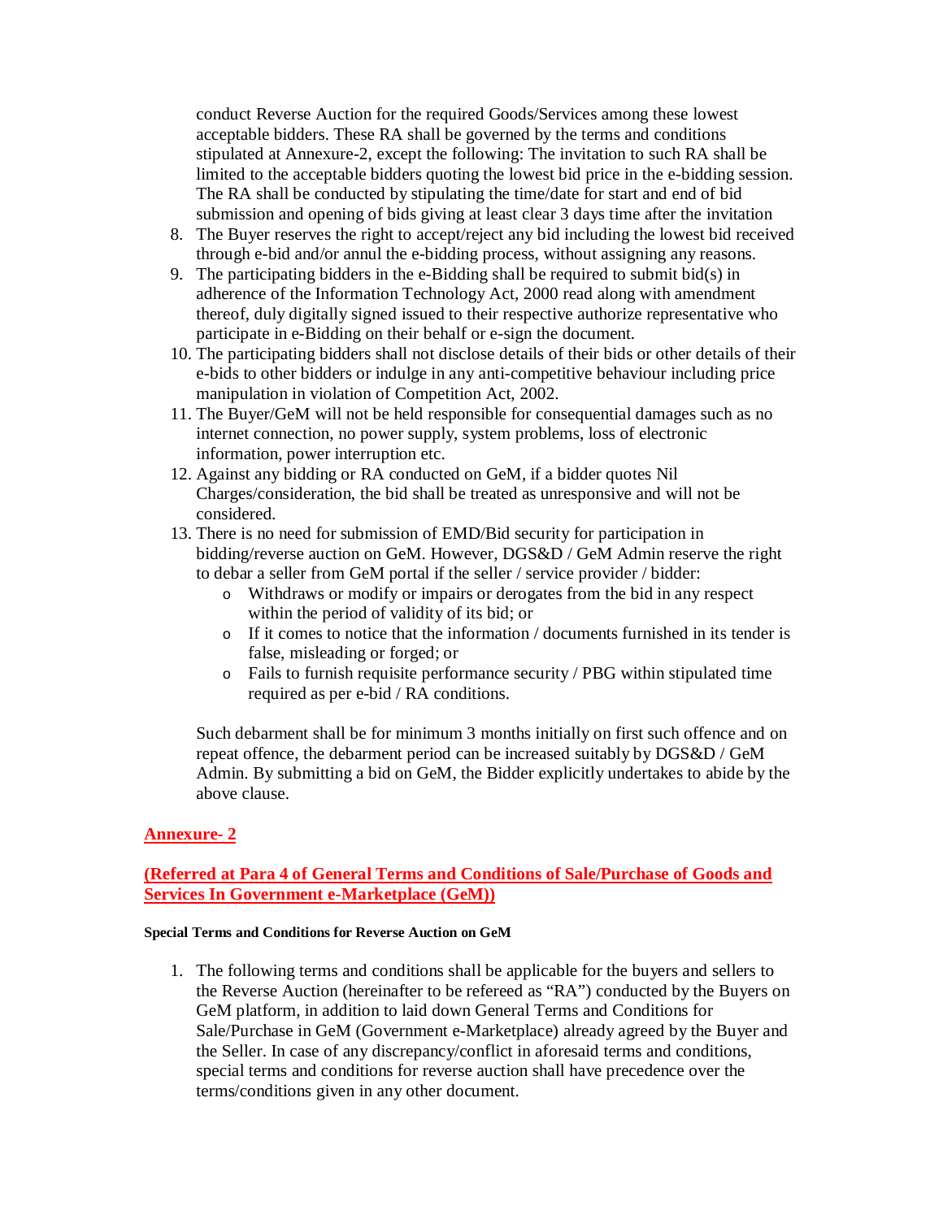conduct Reverse Auction for the required Goods/Services among these lowest acceptable bidders. These RA shall be governed by the terms and conditions stipulated at Annexure-2, except the following: The invitation to such RA shall be limited to the acceptable bidders quoting the lowest bid price in the e-bidding session. The RA shall be conducted by stipulating the time/date for start and end of bid submission and opening of bids giving at least clear 3 days time after the invitation

8. The Buyer reserves the right to accept/reject any bid including the lowest bid received through e-bid and/or annul the e-bidding process, without assigning any reasons.
9. The participating bidders in the e-Bidding shall be required to submit bid(s) in adherence of the Information Technology Act, 2000 read along with amendment thereof, duly digitally signed issued to their respective authorize representative who participate in e-Bidding on their behalf or e-sign the document.
10. The participating bidders shall not disclose details of their bids or other details of their e-bids to other bidders or indulge in any anti-competitive behaviour including price manipulation in violation of Competition Act, 2002.
11. The Buyer/GeM will not be held responsible for consequential damages such as no internet connection, no power supply, system problems, loss of electronic information, power interruption etc.
12. Against any bidding or RA conducted on GeM, if a bidder quotes Nil Charges/consideration, the bid shall be treated as unresponsive and will not be considered.
13. There is no need for submission of EMD/Bid security for participation in bidding/reverse auction on GeM. However, DGS&D / GeM Admin reserve the right to debar a seller from GeM portal if the seller / service provider / bidder:
    - Withdraws or modify or impairs or derogates from the bid in any respect within the period of validity of its bid; or
    - If it comes to notice that the information / documents furnished in its tender is false, misleading or forged; or
    - Fails to furnish requisite performance security / PBG within stipulated time required as per e-bid / RA conditions.

    Such debarment shall be for minimum 3 months initially on first such offence and on repeat offence, the debarment period can be increased suitably by DGS&D / GeM Admin. By submitting a bid on GeM, the Bidder explicitly undertakes to abide by the above clause.

## Annexure- 2

## (Referred at Para 4 of General Terms and Conditions of Sale/Purchase of Goods and Services In Government e-Marketplace (GeM))

#### Special Terms and Conditions for Reverse Auction on GeM

1. The following terms and conditions shall be applicable for the buyers and sellers to the Reverse Auction (hereinafter to be refereed as "RA") conducted by the Buyers on GeM platform, in addition to laid down General Terms and Conditions for Sale/Purchase in GeM (Government e-Marketplace) already agreed by the Buyer and the Seller. In case of any discrepancy/conflict in aforesaid terms and conditions, special terms and conditions for reverse auction shall have precedence over the terms/conditions given in any other document.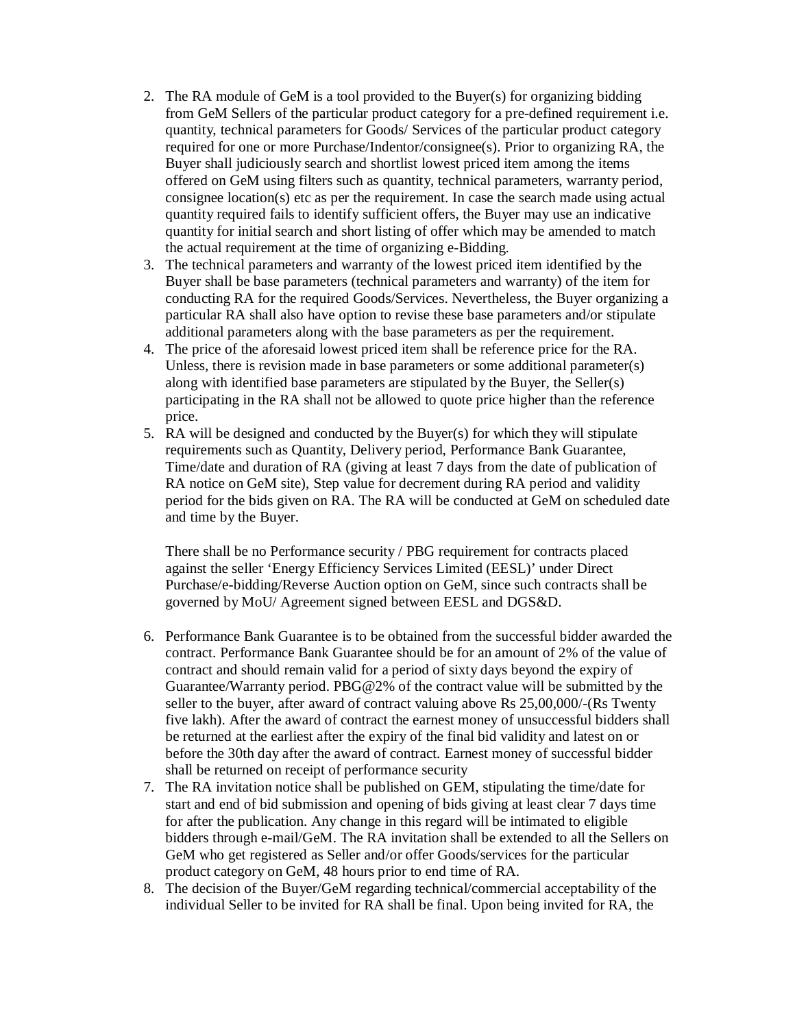2. The RA module of GeM is a tool provided to the Buyer(s) for organizing bidding from GeM Sellers of the particular product category for a pre-defined requirement i.e. quantity, technical parameters for Goods/ Services of the particular product category required for one or more Purchase/Indentor/consignee(s). Prior to organizing RA, the Buyer shall judiciously search and shortlist lowest priced item among the items offered on GeM using filters such as quantity, technical parameters, warranty period, consignee location(s) etc as per the requirement. In case the search made using actual quantity required fails to identify sufficient offers, the Buyer may use an indicative quantity for initial search and short listing of offer which may be amended to match the actual requirement at the time of organizing e-Bidding.
3. The technical parameters and warranty of the lowest priced item identified by the Buyer shall be base parameters (technical parameters and warranty) of the item for conducting RA for the required Goods/Services. Nevertheless, the Buyer organizing a particular RA shall also have option to revise these base parameters and/or stipulate additional parameters along with the base parameters as per the requirement.
4. The price of the aforesaid lowest priced item shall be reference price for the RA. Unless, there is revision made in base parameters or some additional parameter(s) along with identified base parameters are stipulated by the Buyer, the Seller(s) participating in the RA shall not be allowed to quote price higher than the reference price.
5. RA will be designed and conducted by the Buyer(s) for which they will stipulate requirements such as Quantity, Delivery period, Performance Bank Guarantee, Time/date and duration of RA (giving at least 7 days from the date of publication of RA notice on GeM site), Step value for decrement during RA period and validity period for the bids given on RA. The RA will be conducted at GeM on scheduled date and time by the Buyer.

   There shall be no Performance security / PBG requirement for contracts placed against the seller 'Energy Efficiency Services Limited (EESL)' under Direct Purchase/e-bidding/Reverse Auction option on GeM, since such contracts shall be governed by MoU/ Agreement signed between EESL and DGS&D.

6. Performance Bank Guarantee is to be obtained from the successful bidder awarded the contract. Performance Bank Guarantee should be for an amount of 2% of the value of contract and should remain valid for a period of sixty days beyond the expiry of Guarantee/Warranty period. PBG@2% of the contract value will be submitted by the seller to the buyer, after award of contract valuing above Rs 25,00,000/-(Rs Twenty five lakh). After the award of contract the earnest money of unsuccessful bidders shall be returned at the earliest after the expiry of the final bid validity and latest on or before the 30th day after the award of contract. Earnest money of successful bidder shall be returned on receipt of performance security
7. The RA invitation notice shall be published on GEM, stipulating the time/date for start and end of bid submission and opening of bids giving at least clear 7 days time for after the publication. Any change in this regard will be intimated to eligible bidders through e-mail/GeM. The RA invitation shall be extended to all the Sellers on GeM who get registered as Seller and/or offer Goods/services for the particular product category on GeM, 48 hours prior to end time of RA.
8. The decision of the Buyer/GeM regarding technical/commercial acceptability of the individual Seller to be invited for RA shall be final. Upon being invited for RA, the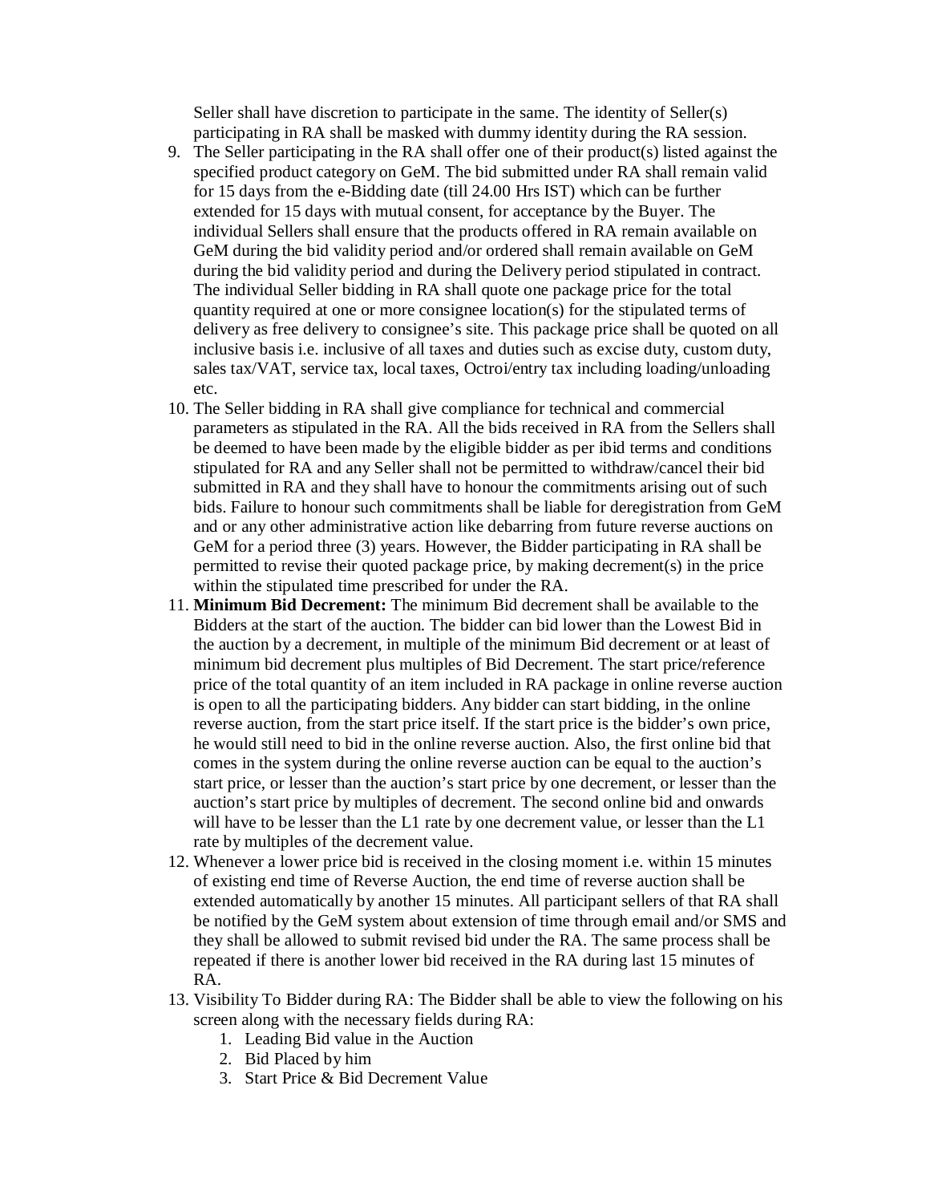Seller shall have discretion to participate in the same. The identity of Seller(s) participating in RA shall be masked with dummy identity during the RA session.

9. The Seller participating in the RA shall offer one of their product(s) listed against the specified product category on GeM. The bid submitted under RA shall remain valid for 15 days from the e-Bidding date (till 24.00 Hrs IST) which can be further extended for 15 days with mutual consent, for acceptance by the Buyer. The individual Sellers shall ensure that the products offered in RA remain available on GeM during the bid validity period and/or ordered shall remain available on GeM during the bid validity period and during the Delivery period stipulated in contract. The individual Seller bidding in RA shall quote one package price for the total quantity required at one or more consignee location(s) for the stipulated terms of delivery as free delivery to consignee's site. This package price shall be quoted on all inclusive basis i.e. inclusive of all taxes and duties such as excise duty, custom duty, sales tax/VAT, service tax, local taxes, Octroi/entry tax including loading/unloading etc.
10. The Seller bidding in RA shall give compliance for technical and commercial parameters as stipulated in the RA. All the bids received in RA from the Sellers shall be deemed to have been made by the eligible bidder as per ibid terms and conditions stipulated for RA and any Seller shall not be permitted to withdraw/cancel their bid submitted in RA and they shall have to honour the commitments arising out of such bids. Failure to honour such commitments shall be liable for deregistration from GeM and or any other administrative action like debarring from future reverse auctions on GeM for a period three (3) years. However, the Bidder participating in RA shall be permitted to revise their quoted package price, by making decrement(s) in the price within the stipulated time prescribed for under the RA.
11. **Minimum Bid Decrement:** The minimum Bid decrement shall be available to the Bidders at the start of the auction. The bidder can bid lower than the Lowest Bid in the auction by a decrement, in multiple of the minimum Bid decrement or at least of minimum bid decrement plus multiples of Bid Decrement. The start price/reference price of the total quantity of an item included in RA package in online reverse auction is open to all the participating bidders. Any bidder can start bidding, in the online reverse auction, from the start price itself. If the start price is the bidder's own price, he would still need to bid in the online reverse auction. Also, the first online bid that comes in the system during the online reverse auction can be equal to the auction's start price, or lesser than the auction's start price by one decrement, or lesser than the auction's start price by multiples of decrement. The second online bid and onwards will have to be lesser than the L1 rate by one decrement value, or lesser than the L1 rate by multiples of the decrement value.
12. Whenever a lower price bid is received in the closing moment i.e. within 15 minutes of existing end time of Reverse Auction, the end time of reverse auction shall be extended automatically by another 15 minutes. All participant sellers of that RA shall be notified by the GeM system about extension of time through email and/or SMS and they shall be allowed to submit revised bid under the RA. The same process shall be repeated if there is another lower bid received in the RA during last 15 minutes of RA.
13. Visibility To Bidder during RA: The Bidder shall be able to view the following on his screen along with the necessary fields during RA:
    1. Leading Bid value in the Auction
    2. Bid Placed by him
    3. Start Price & Bid Decrement Value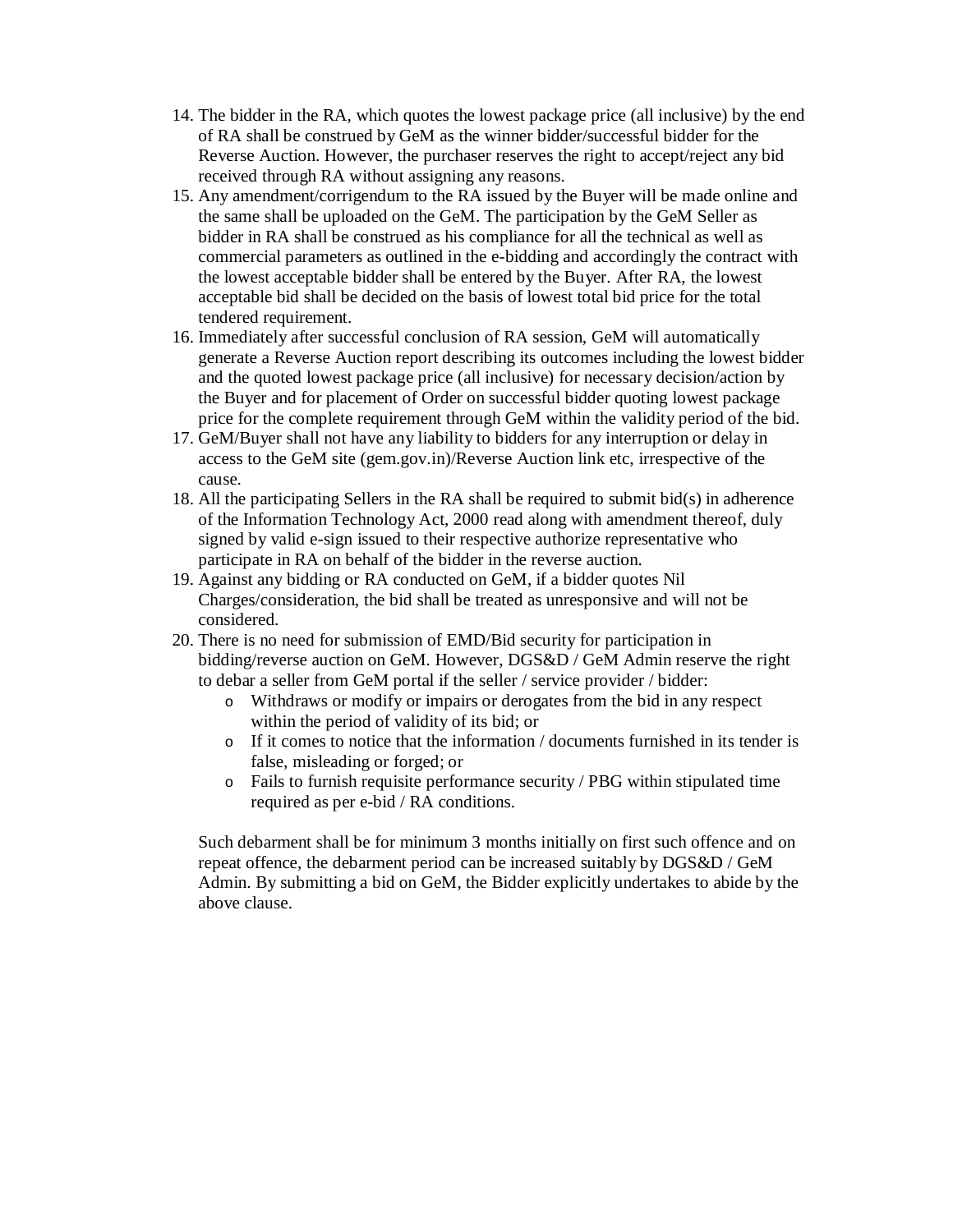14. The bidder in the RA, which quotes the lowest package price (all inclusive) by the end of RA shall be construed by GeM as the winner bidder/successful bidder for the Reverse Auction. However, the purchaser reserves the right to accept/reject any bid received through RA without assigning any reasons.
15. Any amendment/corrigendum to the RA issued by the Buyer will be made online and the same shall be uploaded on the GeM. The participation by the GeM Seller as bidder in RA shall be construed as his compliance for all the technical as well as commercial parameters as outlined in the e-bidding and accordingly the contract with the lowest acceptable bidder shall be entered by the Buyer. After RA, the lowest acceptable bid shall be decided on the basis of lowest total bid price for the total tendered requirement.
16. Immediately after successful conclusion of RA session, GeM will automatically generate a Reverse Auction report describing its outcomes including the lowest bidder and the quoted lowest package price (all inclusive) for necessary decision/action by the Buyer and for placement of Order on successful bidder quoting lowest package price for the complete requirement through GeM within the validity period of the bid.
17. GeM/Buyer shall not have any liability to bidders for any interruption or delay in access to the GeM site (gem.gov.in)/Reverse Auction link etc, irrespective of the cause.
18. All the participating Sellers in the RA shall be required to submit bid(s) in adherence of the Information Technology Act, 2000 read along with amendment thereof, duly signed by valid e-sign issued to their respective authorize representative who participate in RA on behalf of the bidder in the reverse auction.
19. Against any bidding or RA conducted on GeM, if a bidder quotes Nil Charges/consideration, the bid shall be treated as unresponsive and will not be considered.
20. There is no need for submission of EMD/Bid security for participation in bidding/reverse auction on GeM. However, DGS&D / GeM Admin reserve the right to debar a seller from GeM portal if the seller / service provider / bidder:
    - Withdraws or modify or impairs or derogates from the bid in any respect within the period of validity of its bid; or
    - If it comes to notice that the information / documents furnished in its tender is false, misleading or forged; or
    - Fails to furnish requisite performance security / PBG within stipulated time required as per e-bid / RA conditions.

    Such debarment shall be for minimum 3 months initially on first such offence and on repeat offence, the debarment period can be increased suitably by DGS&D / GeM Admin. By submitting a bid on GeM, the Bidder explicitly undertakes to abide by the above clause.